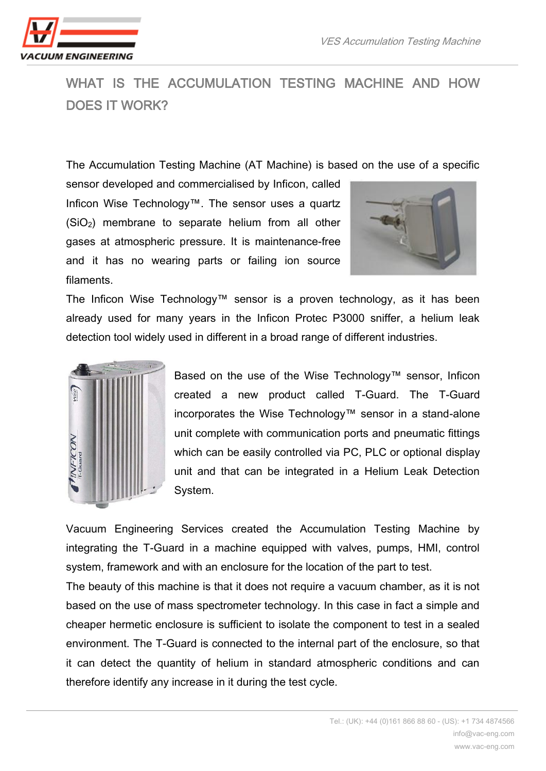# WHAT IS THE ACCUMULATION TESTING MACHINE AND HOW DOES IT WORK?

The Accumulation Testing Machine (AT Machine) is based on the use of a specific sensor developed and commercialised by Inficon, called Inficon Wise Technology™. The sensor uses a quartz ($SiO_2$) membrane to separate helium from all other gases at atmospheric pressure. It is maintenance-free and it has no wearing parts or failing ion source filaments.

The Inficon Wise Technology™ sensor is a proven technology, as it has been already used for many years in the Inficon Protec P3000 sniffer, a helium leak detection tool widely used in different in a broad range of different industries.

Based on the use of the Wise Technology™ sensor, Inficon created a new product called T-Guard. The T-Guard incorporates the Wise Technology™ sensor in a stand-alone unit complete with communication ports and pneumatic fittings which can be easily controlled via PC, PLC or optional display unit and that can be integrated in a Helium Leak Detection System.

Vacuum Engineering Services created the Accumulation Testing Machine by integrating the T-Guard in a machine equipped with valves, pumps, HMI, control system, framework and with an enclosure for the location of the part to test.

The beauty of this machine is that it does not require a vacuum chamber, as it is not based on the use of mass spectrometer technology. In this case in fact a simple and cheaper hermetic enclosure is sufficient to isolate the component to test in a sealed environment. The T-Guard is connected to the internal part of the enclosure, so that it can detect the quantity of helium in standard atmospheric conditions and can therefore identify any increase in it during the test cycle.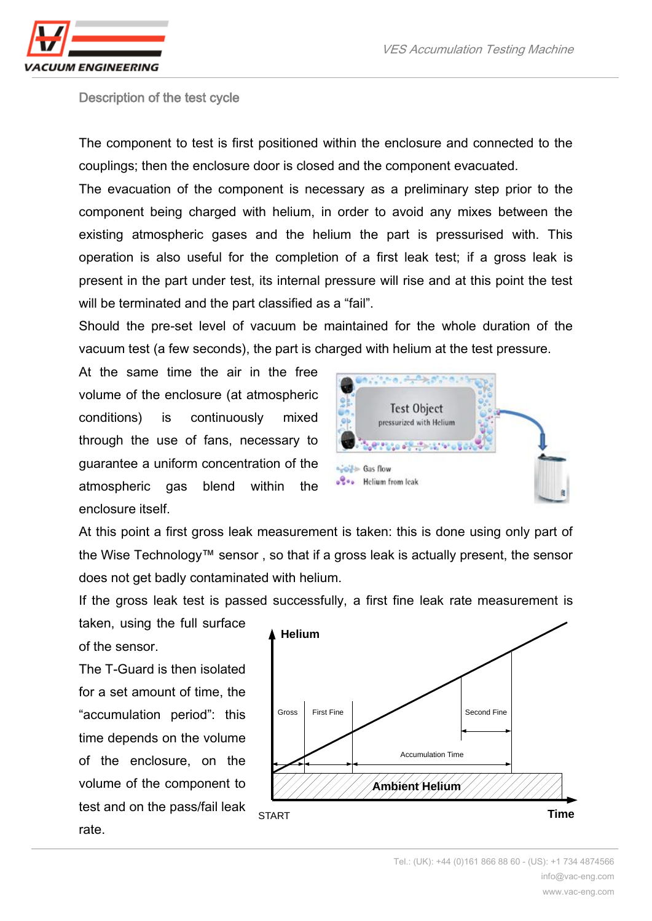## Description of the test cycle

The component to test is first positioned within the enclosure and connected to the couplings; then the enclosure door is closed and the component evacuated.

The evacuation of the component is necessary as a preliminary step prior to the component being charged with helium, in order to avoid any mixes between the existing atmospheric gases and the helium the part is pressurised with. This operation is also useful for the completion of a first leak test; if a gross leak is present in the part under test, its internal pressure will rise and at this point the test will be terminated and the part classified as a “fail”.

Should the pre-set level of vacuum be maintained for the whole duration of the vacuum test (a few seconds), the part is charged with helium at the test pressure.

At the same time the air in the free volume of the enclosure (at atmospheric conditions) is continuously mixed through the use of fans, necessary to guarantee a uniform concentration of the atmospheric gas blend within the enclosure itself.

At this point a first gross leak measurement is taken: this is done using only part of the Wise Technology™ sensor , so that if a gross leak is actually present, the sensor does not get badly contaminated with helium.

If the gross leak test is passed successfully, a first fine leak rate measurement is taken, using the full surface of the sensor.

The T-Guard is then isolated for a set amount of time, the “accumulation period”: this time depends on the volume of the enclosure, on the volume of the component to test and on the pass/fail leak rate.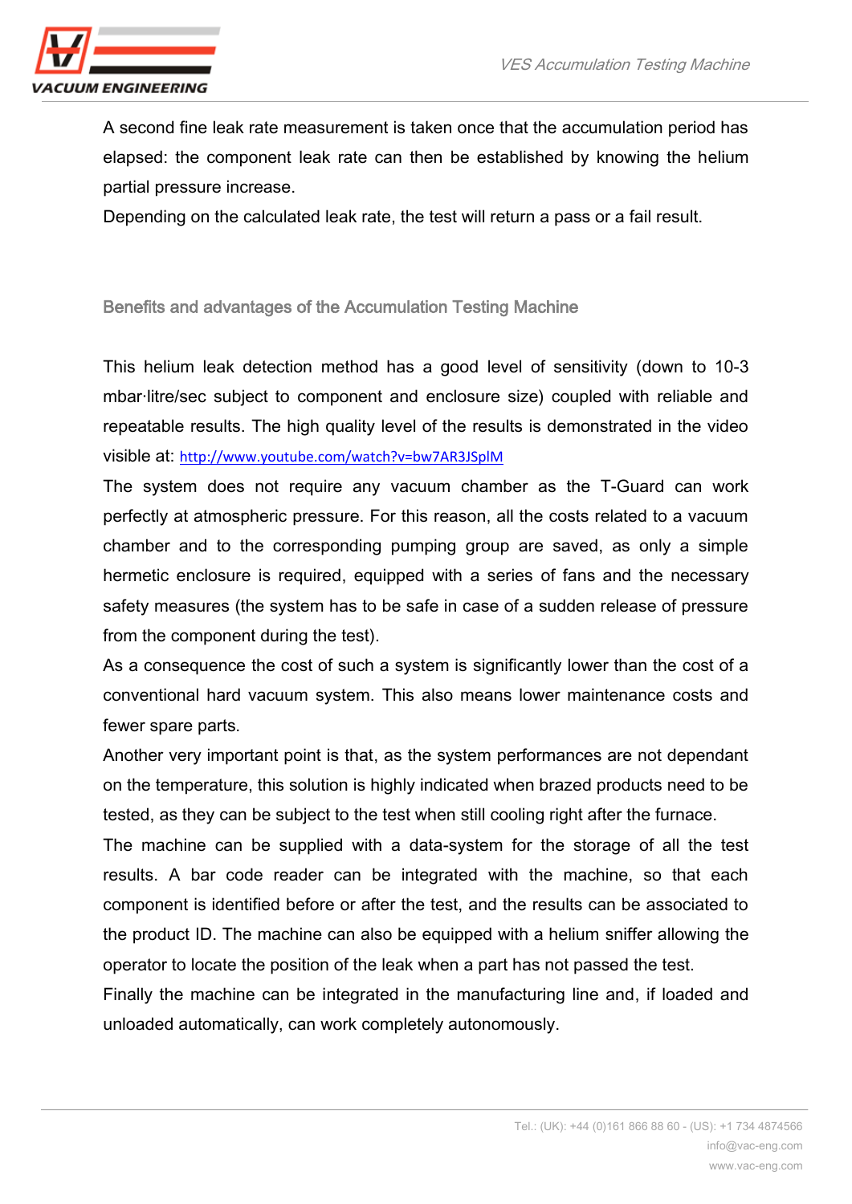A second fine leak rate measurement is taken once that the accumulation period has elapsed: the component leak rate can then be established by knowing the helium partial pressure increase.

Depending on the calculated leak rate, the test will return a pass or a fail result.

## Benefits and advantages of the Accumulation Testing Machine

This helium leak detection method has a good level of sensitivity (down to 10-3 mbar·litre/sec subject to component and enclosure size) coupled with reliable and repeatable results. The high quality level of the results is demonstrated in the video visible at: http://www.youtube.com/watch?v=bw7AR3JSplM

The system does not require any vacuum chamber as the T-Guard can work perfectly at atmospheric pressure. For this reason, all the costs related to a vacuum chamber and to the corresponding pumping group are saved, as only a simple hermetic enclosure is required, equipped with a series of fans and the necessary safety measures (the system has to be safe in case of a sudden release of pressure from the component during the test).

As a consequence the cost of such a system is significantly lower than the cost of a conventional hard vacuum system. This also means lower maintenance costs and fewer spare parts.

Another very important point is that, as the system performances are not dependant on the temperature, this solution is highly indicated when brazed products need to be tested, as they can be subject to the test when still cooling right after the furnace.

The machine can be supplied with a data-system for the storage of all the test results. A bar code reader can be integrated with the machine, so that each component is identified before or after the test, and the results can be associated to the product ID. The machine can also be equipped with a helium sniffer allowing the operator to locate the position of the leak when a part has not passed the test.

Finally the machine can be integrated in the manufacturing line and, if loaded and unloaded automatically, can work completely autonomously.